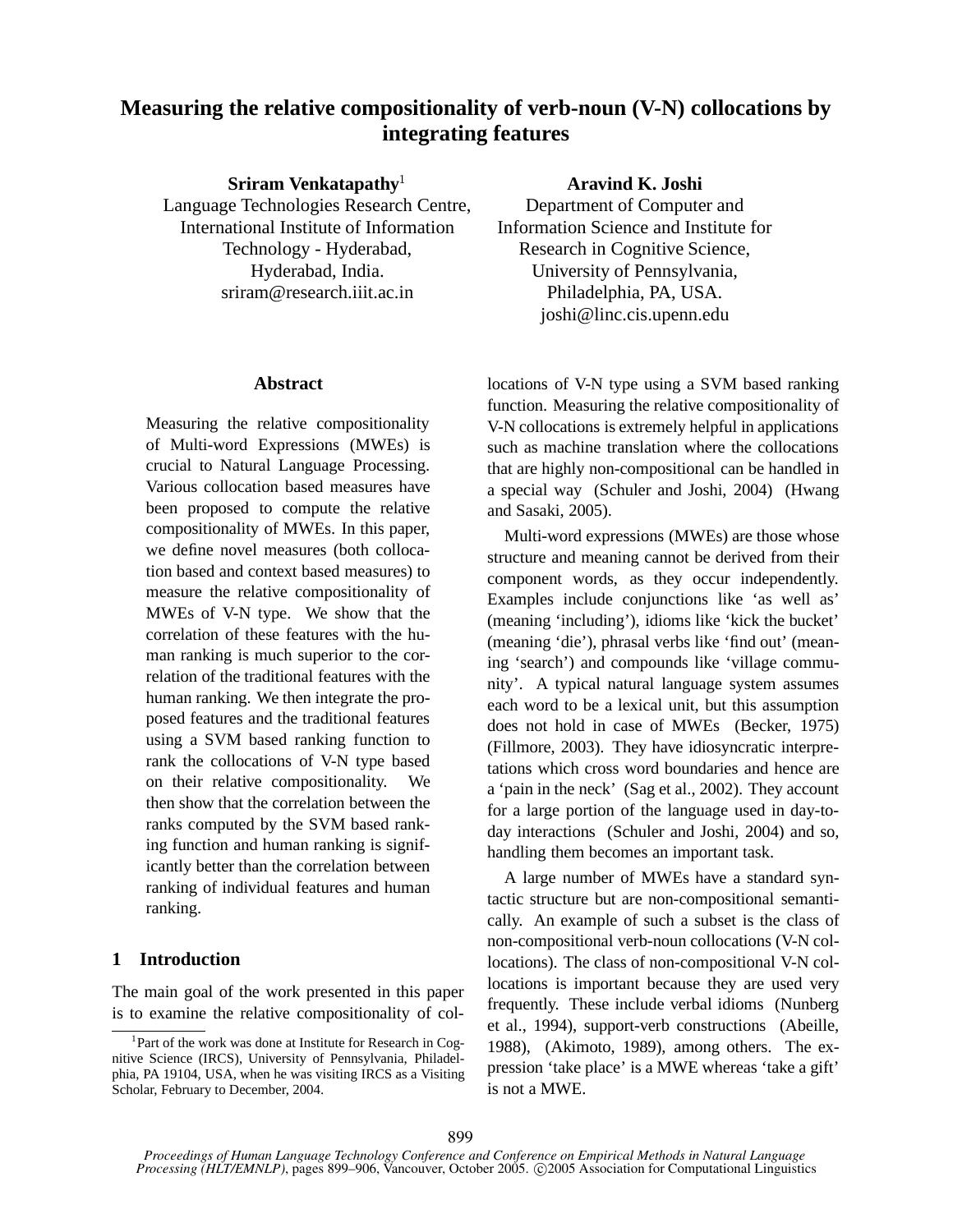# Measuring the relative compositionality of verb-noun (V-N) collocations by integrating features

**Sriram Venkatapathy**[1]
Language Technologies Research Centre,
International Institute of Information Technology - Hyderabad,
Hyderabad, India.
sriram@research.iiit.ac.in

**Aravind K. Joshi**
Department of Computer and Information Science and Institute for Research in Cognitive Science,
University of Pennsylvania,
Philadelphia, PA, USA.
joshi@linc.cis.upenn.edu

## Abstract

Measuring the relative compositionality of Multi-word Expressions (MWEs) is crucial to Natural Language Processing. Various collocation based measures have been proposed to compute the relative compositionality of MWEs. In this paper, we define novel measures (both collocation based and context based measures) to measure the relative compositionality of MWEs of V-N type. We show that the correlation of these features with the human ranking is much superior to the correlation of the traditional features with the human ranking. We then integrate the proposed features and the traditional features using a SVM based ranking function to rank the collocations of V-N type based on their relative compositionality. We then show that the correlation between the ranks computed by the SVM based ranking function and human ranking is significantly better than the correlation between ranking of individual features and human ranking.

## 1 Introduction

The main goal of the work presented in this paper is to examine the relative compositionality of collocations of V-N type using a SVM based ranking function. Measuring the relative compositionality of V-N collocations is extremely helpful in applications such as machine translation where the collocations that are highly non-compositional can be handled in a special way (Schuler and Joshi, 2004) (Hwang and Sasaki, 2005).

Multi-word expressions (MWEs) are those whose structure and meaning cannot be derived from their component words, as they occur independently. Examples include conjunctions like 'as well as' (meaning 'including'), idioms like 'kick the bucket' (meaning 'die'), phrasal verbs like 'find out' (meaning 'search') and compounds like 'village community'. A typical natural language system assumes each word to be a lexical unit, but this assumption does not hold in case of MWEs (Becker, 1975) (Fillmore, 2003). They have idiosyncratic interpretations which cross word boundaries and hence are a 'pain in the neck' (Sag et al., 2002). They account for a large portion of the language used in day-to-day interactions (Schuler and Joshi, 2004) and so, handling them becomes an important task.

A large number of MWEs have a standard syntactic structure but are non-compositional semantically. An example of such a subset is the class of non-compositional verb-noun collocations (V-N collocations). The class of non-compositional V-N collocations is important because they are used very frequently. These include verbal idioms (Nunberg et al., 1994), support-verb constructions (Abeille, 1988), (Akimoto, 1989), among others. The expression 'take place' is a MWE whereas 'take a gift' is not a MWE.

[1] Part of the work was done at Institute for Research in Cognitive Science (IRCS), University of Pennsylvania, Philadelphia, PA 19104, USA, when he was visiting IRCS as a Visiting Scholar, February to December, 2004.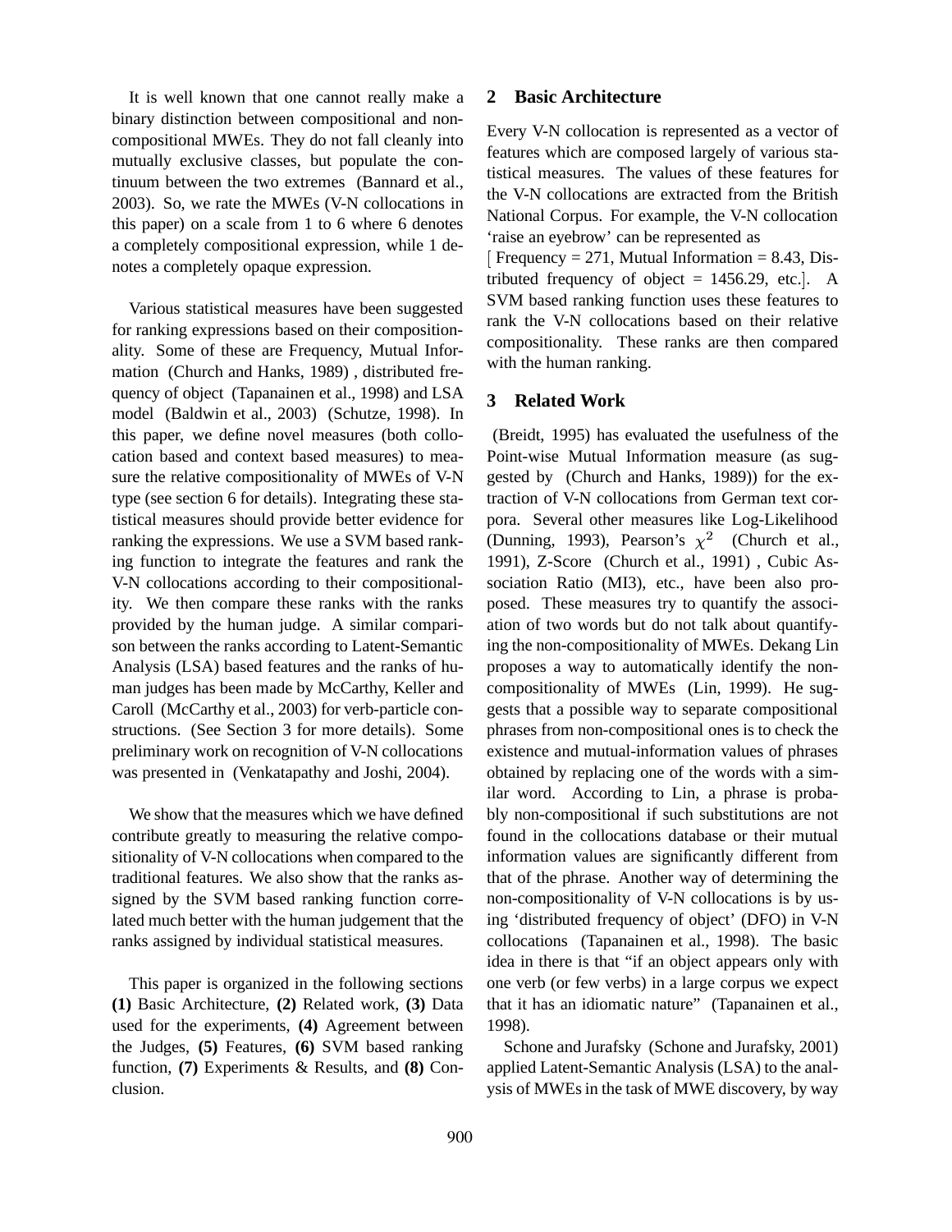It is well known that one cannot really make a binary distinction between compositional and non-compositional MWEs. They do not fall cleanly into mutually exclusive classes, but populate the continuum between the two extremes (Bannard et al., 2003). So, we rate the MWEs (V-N collocations in this paper) on a scale from 1 to 6 where 6 denotes a completely compositional expression, while 1 denotes a completely opaque expression.

Various statistical measures have been suggested for ranking expressions based on their compositionality. Some of these are Frequency, Mutual Information (Church and Hanks, 1989) , distributed frequency of object (Tapanainen et al., 1998) and LSA model (Baldwin et al., 2003) (Schutze, 1998). In this paper, we define novel measures (both collocation based and context based measures) to measure the relative compositionality of MWEs of V-N type (see section 6 for details). Integrating these statistical measures should provide better evidence for ranking the expressions. We use a SVM based ranking function to integrate the features and rank the V-N collocations according to their compositionality. We then compare these ranks with the ranks provided by the human judge. A similar comparison between the ranks according to Latent-Semantic Analysis (LSA) based features and the ranks of human judges has been made by McCarthy, Keller and Caroll (McCarthy et al., 2003) for verb-particle constructions. (See Section 3 for more details). Some preliminary work on recognition of V-N collocations was presented in (Venkatapathy and Joshi, 2004).

We show that the measures which we have defined contribute greatly to measuring the relative compositionality of V-N collocations when compared to the traditional features. We also show that the ranks assigned by the SVM based ranking function correlated much better with the human judgement that the ranks assigned by individual statistical measures.

This paper is organized in the following sections **(1)** Basic Architecture, **(2)** Related work, **(3)** Data used for the experiments, **(4)** Agreement between the Judges, **(5)** Features, **(6)** SVM based ranking function, **(7)** Experiments & Results, and **(8)** Conclusion.

## 2 Basic Architecture

Every V-N collocation is represented as a vector of features which are composed largely of various statistical measures. The values of these features for the V-N collocations are extracted from the British National Corpus. For example, the V-N collocation 'raise an eyebrow' can be represented as
[ Frequency = 271, Mutual Information = 8.43, Distributed frequency of object = 1456.29, etc.]. A SVM based ranking function uses these features to rank the V-N collocations based on their relative compositionality. These ranks are then compared with the human ranking.

## 3 Related Work

(Breidt, 1995) has evaluated the usefulness of the Point-wise Mutual Information measure (as suggested by (Church and Hanks, 1989)) for the extraction of V-N collocations from German text corpora. Several other measures like Log-Likelihood (Dunning, 1993), Pearson's $\chi^2$ (Church et al., 1991), Z-Score (Church et al., 1991) , Cubic Association Ratio (MI3), etc., have been also proposed. These measures try to quantify the association of two words but do not talk about quantifying the non-compositionality of MWEs. Dekang Lin proposes a way to automatically identify the non-compositionality of MWEs (Lin, 1999). He suggests that a possible way to separate compositional phrases from non-compositional ones is to check the existence and mutual-information values of phrases obtained by replacing one of the words with a similar word. According to Lin, a phrase is probably non-compositional if such substitutions are not found in the collocations database or their mutual information values are significantly different from that of the phrase. Another way of determining the non-compositionality of V-N collocations is by using 'distributed frequency of object' (DFO) in V-N collocations (Tapanainen et al., 1998). The basic idea in there is that "if an object appears only with one verb (or few verbs) in a large corpus we expect that it has an idiomatic nature" (Tapanainen et al., 1998).

Schone and Jurafsky (Schone and Jurafsky, 2001) applied Latent-Semantic Analysis (LSA) to the analysis of MWEs in the task of MWE discovery, by way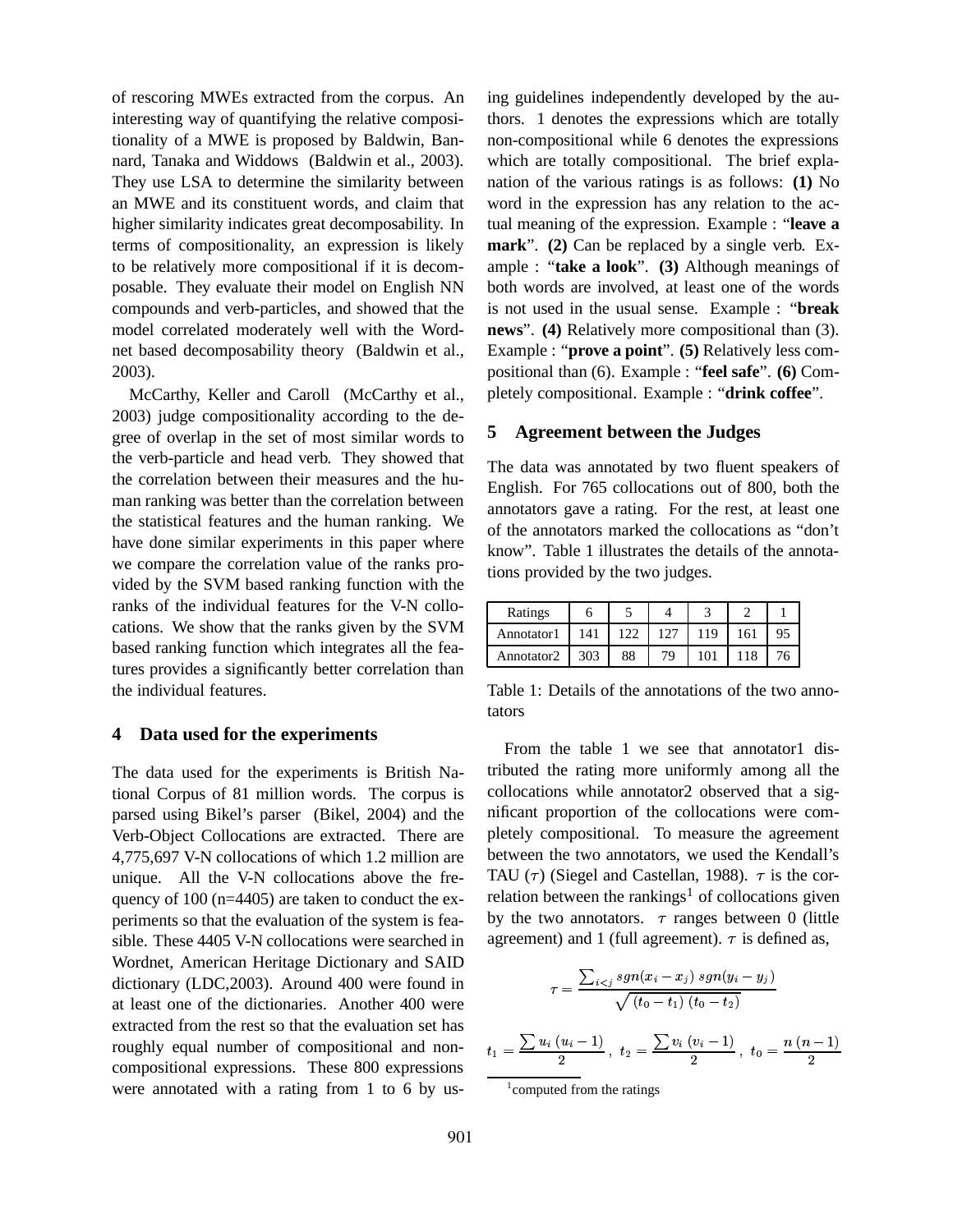of rescoring MWEs extracted from the corpus. An interesting way of quantifying the relative compositionality of a MWE is proposed by Baldwin, Bannard, Tanaka and Widdows (Baldwin et al., 2003). They use LSA to determine the similarity between an MWE and its constituent words, and claim that higher similarity indicates great decomposability. In terms of compositionality, an expression is likely to be relatively more compositional if it is decomposable. They evaluate their model on English NN compounds and verb-particles, and showed that the model correlated moderately well with the Wordnet based decomposability theory (Baldwin et al., 2003).

McCarthy, Keller and Caroll (McCarthy et al., 2003) judge compositionality according to the degree of overlap in the set of most similar words to the verb-particle and head verb. They showed that the correlation between their measures and the human ranking was better than the correlation between the statistical features and the human ranking. We have done similar experiments in this paper where we compare the correlation value of the ranks provided by the SVM based ranking function with the ranks of the individual features for the V-N collocations. We show that the ranks given by the SVM based ranking function which integrates all the features provides a significantly better correlation than the individual features.

## 4 Data used for the experiments

The data used for the experiments is British National Corpus of 81 million words. The corpus is parsed using Bikel's parser (Bikel, 2004) and the Verb-Object Collocations are extracted. There are 4,775,697 V-N collocations of which 1.2 million are unique. All the V-N collocations above the frequency of 100 (n=4405) are taken to conduct the experiments so that the evaluation of the system is feasible. These 4405 V-N collocations were searched in Wordnet, American Heritage Dictionary and SAID dictionary (LDC,2003). Around 400 were found in at least one of the dictionaries. Another 400 were extracted from the rest so that the evaluation set has roughly equal number of compositional and non-compositional expressions. These 800 expressions were annotated with a rating from 1 to 6 by using guidelines independently developed by the authors. 1 denotes the expressions which are totally non-compositional while 6 denotes the expressions which are totally compositional. The brief explanation of the various ratings is as follows: **(1)** No word in the expression has any relation to the actual meaning of the expression. Example : "**leave a mark**". **(2)** Can be replaced by a single verb. Example : "**take a look**". **(3)** Although meanings of both words are involved, at least one of the words is not used in the usual sense. Example : "**break news**". **(4)** Relatively more compositional than (3). Example : "**prove a point**". **(5)** Relatively less compositional than (6). Example : "**feel safe**". **(6)** Completely compositional. Example : "**drink coffee**".

## 5 Agreement between the Judges

The data was annotated by two fluent speakers of English. For 765 collocations out of 800, both the annotators gave a rating. For the rest, at least one of the annotators marked the collocations as "don't know". Table 1 illustrates the details of the annotations provided by the two judges.

| Ratings | 6 | 5 | 4 | 3 | 2 | 1 |
|---|---|---|---|---|---|---|
| Annotator1 | 141 | 122 | 127 | 119 | 161 | 95 |
| Annotator2 | 303 | 88 | 79 | 101 | 118 | 76 |

Table 1: Details of the annotations of the two annotators

From the table 1 we see that annotator1 distributed the rating more uniformly among all the collocations while annotator2 observed that a significant proportion of the collocations were completely compositional. To measure the agreement between the two annotators, we used the Kendall's TAU ($\tau$) (Siegel and Castellan, 1988). $\tau$ is the correlation between the rankings[1] of collocations given by the two annotators. $\tau$ ranges between 0 (little agreement) and 1 (full agreement). $\tau$ is defined as,

$$\tau = \frac{\sum_{i<j} sgn(x_i - x_j)\; sgn(y_i - y_j)}{\sqrt{(t_0 - t_1)\;(t_0 - t_2)}}$$

$$t_1 = \frac{\sum u_i\,(u_i - 1)}{2},\ t_2 = \frac{\sum v_i\,(v_i - 1)}{2},\ t_0 = \frac{n\,(n-1)}{2}$$

[1] computed from the ratings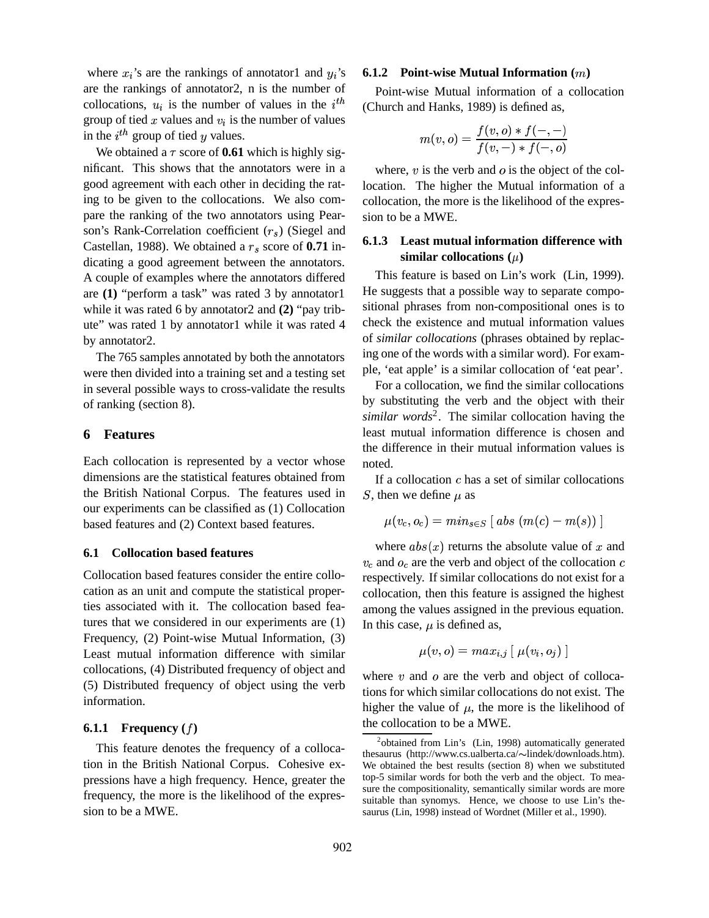where $x_i$'s are the rankings of annotator1 and $y_i$'s are the rankings of annotator2, n is the number of collocations, $u_i$ is the number of values in the $i^{th}$ group of tied $x$ values and $v_i$ is the number of values in the $i^{th}$ group of tied $y$ values.

We obtained a $\tau$ score of **0.61** which is highly significant. This shows that the annotators were in a good agreement with each other in deciding the rating to be given to the collocations. We also compare the ranking of the two annotators using Pearson's Rank-Correlation coefficient ($r_s$) (Siegel and Castellan, 1988). We obtained a $r_s$ score of **0.71** indicating a good agreement between the annotators. A couple of examples where the annotators differed are **(1)** "perform a task" was rated 3 by annotator1 while it was rated 6 by annotator2 and **(2)** "pay tribute" was rated 1 by annotator1 while it was rated 4 by annotator2.

The 765 samples annotated by both the annotators were then divided into a training set and a testing set in several possible ways to cross-validate the results of ranking (section 8).

## 6 Features

Each collocation is represented by a vector whose dimensions are the statistical features obtained from the British National Corpus. The features used in our experiments can be classified as (1) Collocation based features and (2) Context based features.

### 6.1 Collocation based features

Collocation based features consider the entire collocation as an unit and compute the statistical properties associated with it. The collocation based features that we considered in our experiments are (1) Frequency, (2) Point-wise Mutual Information, (3) Least mutual information difference with similar collocations, (4) Distributed frequency of object and (5) Distributed frequency of object using the verb information.

#### 6.1.1 Frequency ($f$)

This feature denotes the frequency of a collocation in the British National Corpus. Cohesive expressions have a high frequency. Hence, greater the frequency, the more is the likelihood of the expression to be a MWE.

#### 6.1.2 Point-wise Mutual Information ($m$)

Point-wise Mutual information of a collocation (Church and Hanks, 1989) is defined as,

$$m(v, o) = \frac{f(v, o) * f(-, -)}{f(v, -) * f(-, o)}$$

where, $v$ is the verb and $o$ is the object of the collocation. The higher the Mutual information of a collocation, the more is the likelihood of the expression to be a MWE.

#### 6.1.3 Least mutual information difference with similar collocations ($\mu$)

This feature is based on Lin's work (Lin, 1999). He suggests that a possible way to separate compositional phrases from non-compositional ones is to check the existence and mutual information values of *similar collocations* (phrases obtained by replacing one of the words with a similar word). For example, 'eat apple' is a similar collocation of 'eat pear'.

For a collocation, we find the similar collocations by substituting the verb and the object with their *similar words*[2]. The similar collocation having the least mutual information difference is chosen and the difference in their mutual information values is noted.

If a collocation $c$ has a set of similar collocations $S$, then we define $\mu$ as

$$\mu(v_c, o_c) = min_{s \in S} \; [ \; abs \; (m(c) - m(s)) \; ]$$

where $abs(x)$ returns the absolute value of $x$ and $v_c$ and $o_c$ are the verb and object of the collocation $c$ respectively. If similar collocations do not exist for a collocation, then this feature is assigned the highest among the values assigned in the previous equation. In this case, $\mu$ is defined as,

$$\mu(v, o) = max_{i,j} \; [ \; \mu(v_i, o_j) \; ]$$

where $v$ and $o$ are the verb and object of collocations for which similar collocations do not exist. The higher the value of $\mu$, the more is the likelihood of the collocation to be a MWE.

[2]obtained from Lin's (Lin, 1998) automatically generated thesaurus (http://www.cs.ualberta.ca/∼lindek/downloads.htm). We obtained the best results (section 8) when we substituted top-5 similar words for both the verb and the object. To measure the compositionality, semantically similar words are more suitable than synomys. Hence, we choose to use Lin's thesaurus (Lin, 1998) instead of Wordnet (Miller et al., 1990).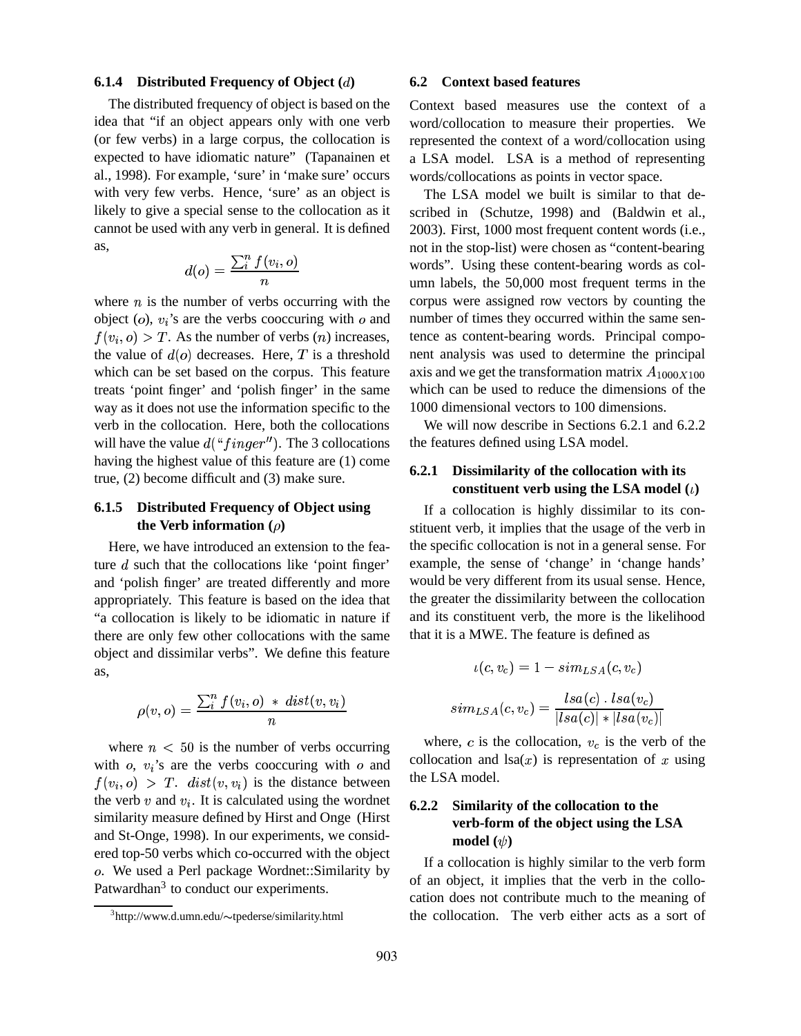#### 6.1.4 Distributed Frequency of Object ($d$)

The distributed frequency of object is based on the idea that "if an object appears only with one verb (or few verbs) in a large corpus, the collocation is expected to have idiomatic nature" (Tapanainen et al., 1998). For example, 'sure' in 'make sure' occurs with very few verbs. Hence, 'sure' as an object is likely to give a special sense to the collocation as it cannot be used with any verb in general. It is defined as,

$$d(o) = \frac{\sum_i^n f(v_i, o)}{n}$$

where $n$ is the number of verbs occurring with the object ($o$), $v_i$'s are the verbs cooccuring with $o$ and $f(v_i, o) > T$. As the number of verbs ($n$) increases, the value of $d(o)$ decreases. Here, $T$ is a threshold which can be set based on the corpus. This feature treats 'point finger' and 'polish finger' in the same way as it does not use the information specific to the verb in the collocation. Here, both the collocations will have the value $d(\text{``}finger\text{''})$. The 3 collocations having the highest value of this feature are (1) come true, (2) become difficult and (3) make sure.

#### 6.1.5 Distributed Frequency of Object using the Verb information ($\rho$)

Here, we have introduced an extension to the feature $d$ such that the collocations like 'point finger' and 'polish finger' are treated differently and more appropriately. This feature is based on the idea that "a collocation is likely to be idiomatic in nature if there are only few other collocations with the same object and dissimilar verbs". We define this feature as,

$$\rho(v, o) = \frac{\sum_i^n f(v_i, o) \ * \ dist(v, v_i)}{n}$$

where $n < 50$ is the number of verbs occurring with $o$, $v_i$'s are the verbs cooccuring with $o$ and $f(v_i, o) > T$. $dist(v, v_i)$ is the distance between the verb $v$ and $v_i$. It is calculated using the wordnet similarity measure defined by Hirst and Onge (Hirst and St-Onge, 1998). In our experiments, we considered top-50 verbs which co-occurred with the object $o$. We used a Perl package Wordnet::Similarity by Patwardhan[3] to conduct our experiments.

[3] http://www.d.umn.edu/~tpederse/similarity.html

### 6.2 Context based features

Context based measures use the context of a word/collocation to measure their properties. We represented the context of a word/collocation using a LSA model. LSA is a method of representing words/collocations as points in vector space.

The LSA model we built is similar to that described in (Schutze, 1998) and (Baldwin et al., 2003). First, 1000 most frequent content words (i.e., not in the stop-list) were chosen as "content-bearing words". Using these content-bearing words as column labels, the 50,000 most frequent terms in the corpus were assigned row vectors by counting the number of times they occurred within the same sentence as content-bearing words. Principal component analysis was used to determine the principal axis and we get the transformation matrix $A_{1000X100}$ which can be used to reduce the dimensions of the 1000 dimensional vectors to 100 dimensions.

We will now describe in Sections 6.2.1 and 6.2.2 the features defined using LSA model.

#### 6.2.1 Dissimilarity of the collocation with its constituent verb using the LSA model ($\iota$)

If a collocation is highly dissimilar to its constituent verb, it implies that the usage of the verb in the specific collocation is not in a general sense. For example, the sense of 'change' in 'change hands' would be very different from its usual sense. Hence, the greater the dissimilarity between the collocation and its constituent verb, the more is the likelihood that it is a MWE. The feature is defined as

$$\iota(c, v_c) = 1 - sim_{LSA}(c, v_c)$$

$$sim_{LSA}(c, v_c) = \frac{lsa(c) \ . \ lsa(v_c)}{|lsa(c)| * |lsa(v_c)|}$$

where, $c$ is the collocation, $v_c$ is the verb of the collocation and lsa($x$) is representation of $x$ using the LSA model.

#### 6.2.2 Similarity of the collocation to the verb-form of the object using the LSA model ($\psi$)

If a collocation is highly similar to the verb form of an object, it implies that the verb in the collocation does not contribute much to the meaning of the collocation. The verb either acts as a sort of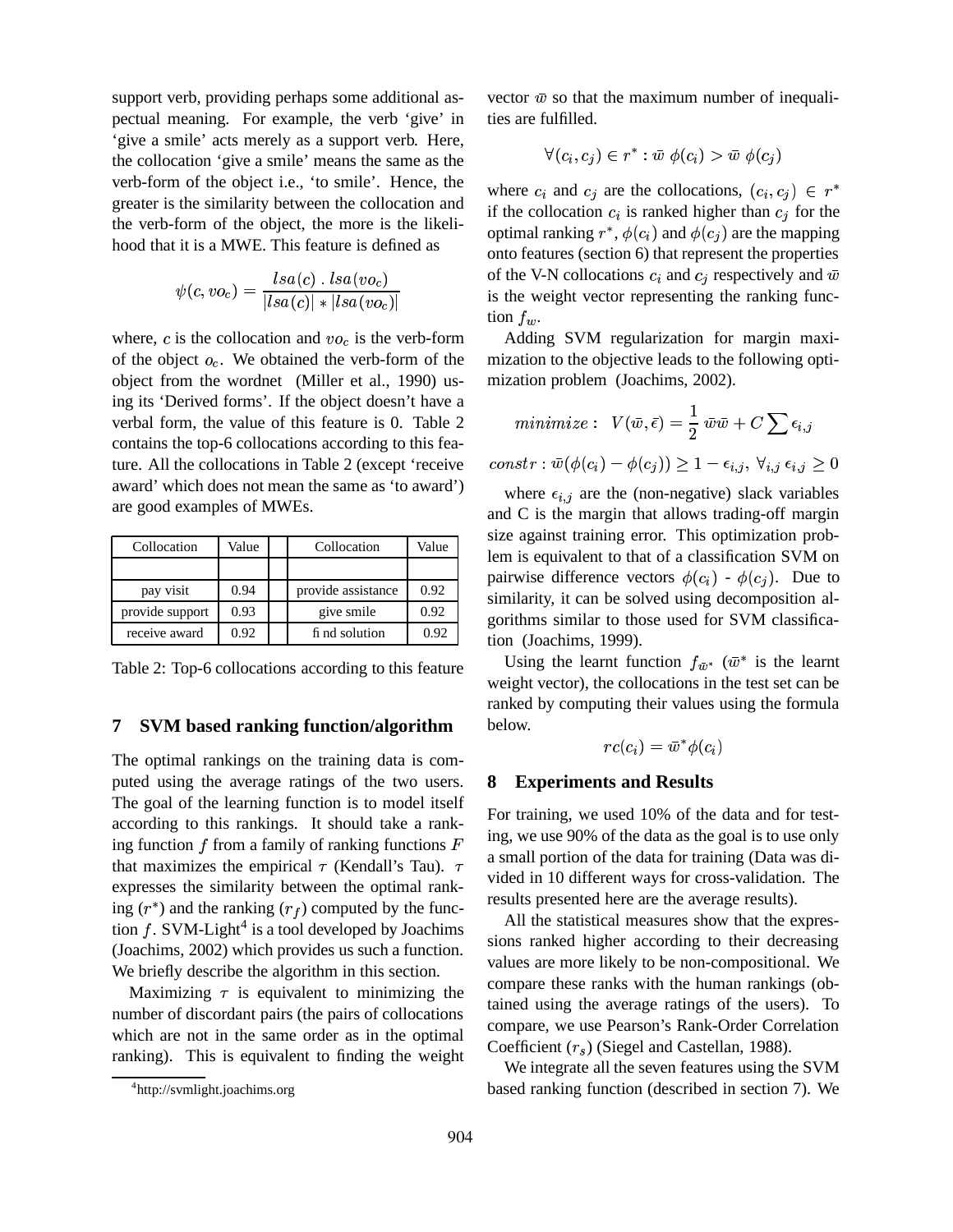support verb, providing perhaps some additional aspectual meaning. For example, the verb 'give' in 'give a smile' acts merely as a support verb. Here, the collocation 'give a smile' means the same as the verb-form of the object i.e., 'to smile'. Hence, the greater is the similarity between the collocation and the verb-form of the object, the more is the likelihood that it is a MWE. This feature is defined as

$$\psi(c, vo_c) = \frac{lsa(c) \, . \, lsa(vo_c)}{|lsa(c)| * |lsa(vo_c)|}$$

where, $c$ is the collocation and $vo_c$ is the verb-form of the object $o_c$. We obtained the verb-form of the object from the wordnet (Miller et al., 1990) using its 'Derived forms'. If the object doesn't have a verbal form, the value of this feature is 0. Table 2 contains the top-6 collocations according to this feature. All the collocations in Table 2 (except 'receive award' which does not mean the same as 'to award') are good examples of MWEs.

| Collocation | Value | | Collocation | Value |
|---|---|---|---|---|
| | | | | |
| pay visit | 0.94 | | provide assistance | 0.92 |
| provide support | 0.93 | | give smile | 0.92 |
| receive award | 0.92 | | find solution | 0.92 |

Table 2: Top-6 collocations according to this feature

## 7 SVM based ranking function/algorithm

The optimal rankings on the training data is computed using the average ratings of the two users. The goal of the learning function is to model itself according to this rankings. It should take a ranking function $f$ from a family of ranking functions $F$ that maximizes the empirical $\tau$ (Kendall's Tau). $\tau$ expresses the similarity between the optimal ranking ($r^*$) and the ranking ($r_f$) computed by the function $f$. SVM-Light[4] is a tool developed by Joachims (Joachims, 2002) which provides us such a function. We briefly describe the algorithm in this section.

Maximizing $\tau$ is equivalent to minimizing the number of discordant pairs (the pairs of collocations which are not in the same order as in the optimal ranking). This is equivalent to finding the weight vector $\bar{w}$ so that the maximum number of inequalities are fulfilled.

$$\forall (c_i, c_j) \in r^* : \bar{w} \; \phi(c_i) > \bar{w} \; \phi(c_j)$$

where $c_i$ and $c_j$ are the collocations, $(c_i, c_j) \in r^*$ if the collocation $c_i$ is ranked higher than $c_j$ for the optimal ranking $r^*$, $\phi(c_i)$ and $\phi(c_j)$ are the mapping onto features (section 6) that represent the properties of the V-N collocations $c_i$ and $c_j$ respectively and $\bar{w}$ is the weight vector representing the ranking function $f_w$.

Adding SVM regularization for margin maximization to the objective leads to the following optimization problem (Joachims, 2002).

$$minimize: \;\; V(\bar{w}, \bar{\epsilon}) = \frac{1}{2} \, \bar{w}\bar{w} + C \sum \epsilon_{i,j}$$

$$constr: \bar{w}(\phi(c_i) - \phi(c_j)) \geq 1 - \epsilon_{i,j}, \; \forall_{i,j} \, \epsilon_{i,j} \geq 0$$

where $\epsilon_{i,j}$ are the (non-negative) slack variables and C is the margin that allows trading-off margin size against training error. This optimization problem is equivalent to that of a classification SVM on pairwise difference vectors $\phi(c_i)$ - $\phi(c_j)$. Due to similarity, it can be solved using decomposition algorithms similar to those used for SVM classification (Joachims, 1999).

Using the learnt function $f_{\bar{w}^*}$ ($\bar{w}^*$ is the learnt weight vector), the collocations in the test set can be ranked by computing their values using the formula below.

$$rc(c_i) = \bar{w}^* \phi(c_i)$$

## 8 Experiments and Results

For training, we used 10% of the data and for testing, we use 90% of the data as the goal is to use only a small portion of the data for training (Data was divided in 10 different ways for cross-validation. The results presented here are the average results).

All the statistical measures show that the expressions ranked higher according to their decreasing values are more likely to be non-compositional. We compare these ranks with the human rankings (obtained using the average ratings of the users). To compare, we use Pearson's Rank-Order Correlation Coefficient ($r_s$) (Siegel and Castellan, 1988).

We integrate all the seven features using the SVM based ranking function (described in section 7). We

[4] http://svmlight.joachims.org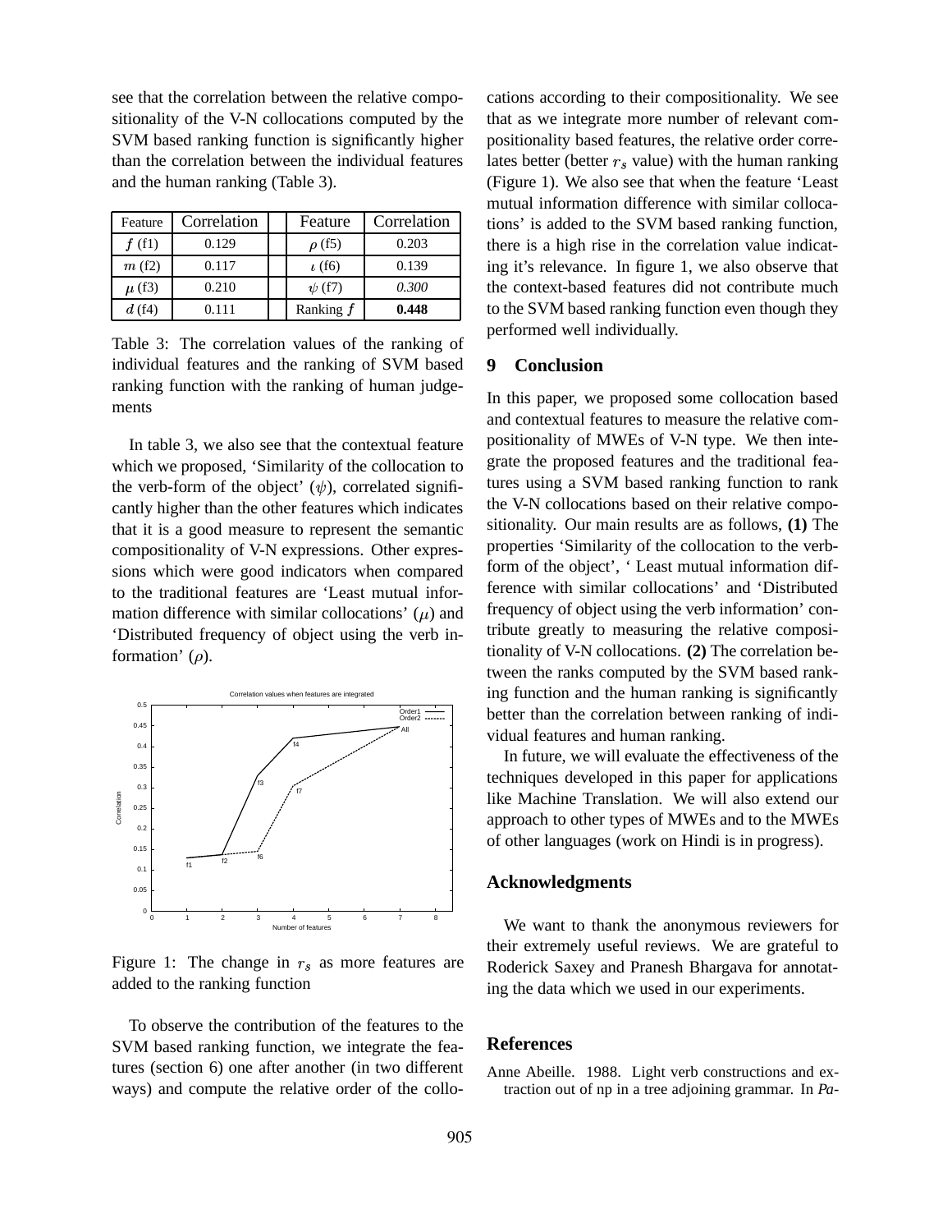see that the correlation between the relative compositionality of the V-N collocations computed by the SVM based ranking function is significantly higher than the correlation between the individual features and the human ranking (Table 3).

| Feature | Correlation | Feature | Correlation |
|---|---|---|---|
| $f$ (f1) | 0.129 | $\rho$ (f5) | 0.203 |
| $m$ (f2) | 0.117 | $\iota$ (f6) | 0.139 |
| $\mu$ (f3) | 0.210 | $\psi$ (f7) | *0.300* |
| $d$ (f4) | 0.111 | Ranking $f$ | **0.448** |

Table 3: The correlation values of the ranking of individual features and the ranking of SVM based ranking function with the ranking of human judgements

In table 3, we also see that the contextual feature which we proposed, 'Similarity of the collocation to the verb-form of the object' ($\psi$), correlated significantly higher than the other features which indicates that it is a good measure to represent the semantic compositionality of V-N expressions. Other expressions which were good indicators when compared to the traditional features are 'Least mutual information difference with similar collocations' ($\mu$) and 'Distributed frequency of object using the verb information' ($\rho$).

Figure 1: The change in $r_s$ as more features are added to the ranking function

To observe the contribution of the features to the SVM based ranking function, we integrate the features (section 6) one after another (in two different ways) and compute the relative order of the collocations according to their compositionality. We see that as we integrate more number of relevant compositionality based features, the relative order correlates better (better $r_s$ value) with the human ranking (Figure 1). We also see that when the feature 'Least mutual information difference with similar collocations' is added to the SVM based ranking function, there is a high rise in the correlation value indicating it's relevance. In figure 1, we also observe that the context-based features did not contribute much to the SVM based ranking function even though they performed well individually.

## 9 Conclusion

In this paper, we proposed some collocation based and contextual features to measure the relative compositionality of MWEs of V-N type. We then integrate the proposed features and the traditional features using a SVM based ranking function to rank the V-N collocations based on their relative compositionality. Our main results are as follows, **(1)** The properties 'Similarity of the collocation to the verb-form of the object', ' Least mutual information difference with similar collocations' and 'Distributed frequency of object using the verb information' contribute greatly to measuring the relative compositionality of V-N collocations. **(2)** The correlation between the ranks computed by the SVM based ranking function and the human ranking is significantly better than the correlation between ranking of individual features and human ranking.

In future, we will evaluate the effectiveness of the techniques developed in this paper for applications like Machine Translation. We will also extend our approach to other types of MWEs and to the MWEs of other languages (work on Hindi is in progress).

## Acknowledgments

We want to thank the anonymous reviewers for their extremely useful reviews. We are grateful to Roderick Saxey and Pranesh Bhargava for annotating the data which we used in our experiments.

## References

Anne Abeille. 1988. Light verb constructions and extraction out of np in a tree adjoining grammar. In *Pa-*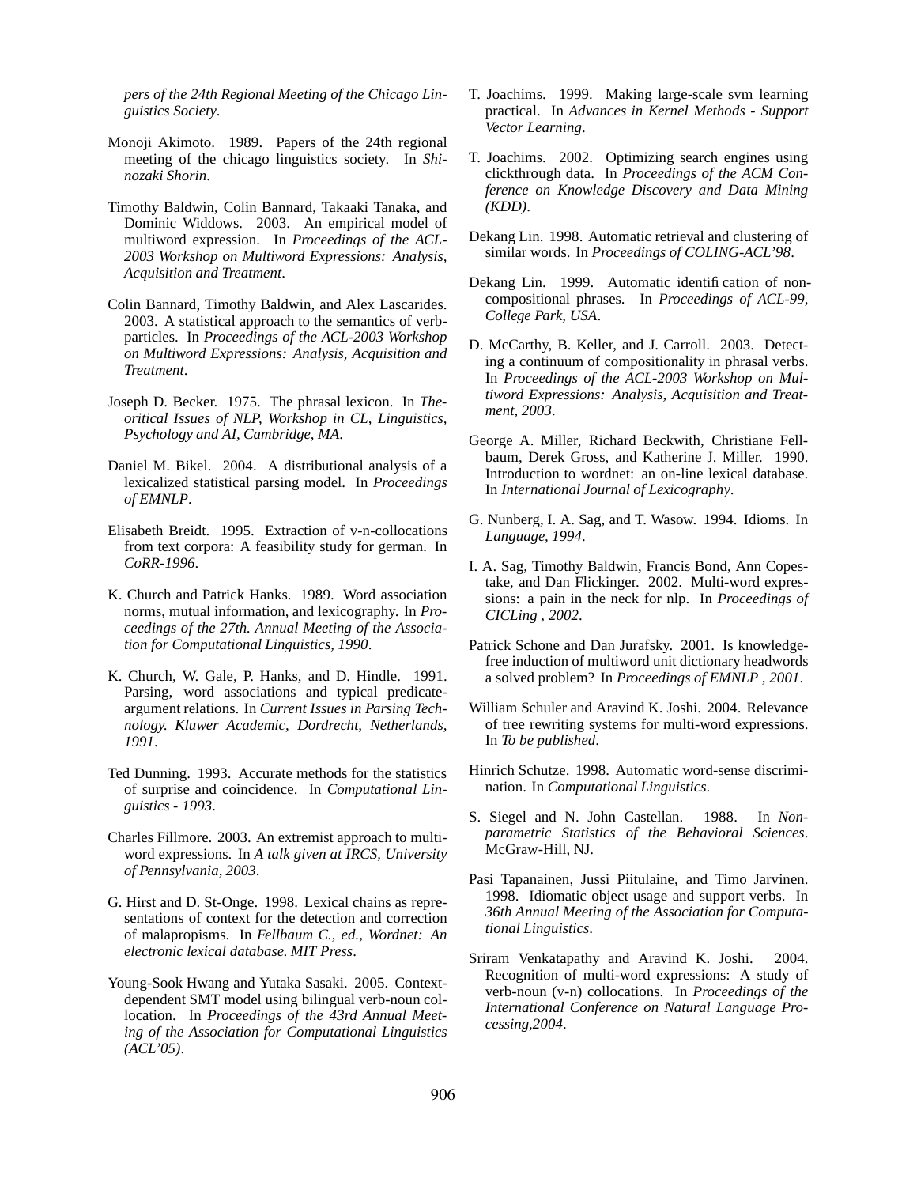*pers of the 24th Regional Meeting of the Chicago Linguistics Society*.

Monoji Akimoto. 1989. Papers of the 24th regional meeting of the chicago linguistics society. In *Shinozaki Shorin*.

Timothy Baldwin, Colin Bannard, Takaaki Tanaka, and Dominic Widdows. 2003. An empirical model of multiword expression. In *Proceedings of the ACL-2003 Workshop on Multiword Expressions: Analysis, Acquisition and Treatment*.

Colin Bannard, Timothy Baldwin, and Alex Lascarides. 2003. A statistical approach to the semantics of verb-particles. In *Proceedings of the ACL-2003 Workshop on Multiword Expressions: Analysis, Acquisition and Treatment*.

Joseph D. Becker. 1975. The phrasal lexicon. In *Theoritical Issues of NLP, Workshop in CL, Linguistics, Psychology and AI, Cambridge, MA*.

Daniel M. Bikel. 2004. A distributional analysis of a lexicalized statistical parsing model. In *Proceedings of EMNLP*.

Elisabeth Breidt. 1995. Extraction of v-n-collocations from text corpora: A feasibility study for german. In *CoRR-1996*.

K. Church and Patrick Hanks. 1989. Word association norms, mutual information, and lexicography. In *Proceedings of the 27th. Annual Meeting of the Association for Computational Linguistics, 1990*.

K. Church, W. Gale, P. Hanks, and D. Hindle. 1991. Parsing, word associations and typical predicate-argument relations. In *Current Issues in Parsing Technology. Kluwer Academic, Dordrecht, Netherlands, 1991*.

Ted Dunning. 1993. Accurate methods for the statistics of surprise and coincidence. In *Computational Linguistics - 1993*.

Charles Fillmore. 2003. An extremist approach to multi-word expressions. In *A talk given at IRCS, University of Pennsylvania, 2003*.

G. Hirst and D. St-Onge. 1998. Lexical chains as representations of context for the detection and correction of malapropisms. In *Fellbaum C., ed., Wordnet: An electronic lexical database. MIT Press*.

Young-Sook Hwang and Yutaka Sasaki. 2005. Context-dependent SMT model using bilingual verb-noun collocation. In *Proceedings of the 43rd Annual Meeting of the Association for Computational Linguistics (ACL'05)*.

T. Joachims. 1999. Making large-scale svm learning practical. In *Advances in Kernel Methods - Support Vector Learning*.

T. Joachims. 2002. Optimizing search engines using clickthrough data. In *Proceedings of the ACM Conference on Knowledge Discovery and Data Mining (KDD)*.

Dekang Lin. 1998. Automatic retrieval and clustering of similar words. In *Proceedings of COLING-ACL'98*.

Dekang Lin. 1999. Automatic identification of non-compositional phrases. In *Proceedings of ACL-99, College Park, USA*.

D. McCarthy, B. Keller, and J. Carroll. 2003. Detecting a continuum of compositionality in phrasal verbs. In *Proceedings of the ACL-2003 Workshop on Multiword Expressions: Analysis, Acquisition and Treatment, 2003*.

George A. Miller, Richard Beckwith, Christiane Fellbaum, Derek Gross, and Katherine J. Miller. 1990. Introduction to wordnet: an on-line lexical database. In *International Journal of Lexicography*.

G. Nunberg, I. A. Sag, and T. Wasow. 1994. Idioms. In *Language, 1994*.

I. A. Sag, Timothy Baldwin, Francis Bond, Ann Copestake, and Dan Flickinger. 2002. Multi-word expressions: a pain in the neck for nlp. In *Proceedings of CICLing , 2002*.

Patrick Schone and Dan Jurafsky. 2001. Is knowledge-free induction of multiword unit dictionary headwords a solved problem? In *Proceedings of EMNLP , 2001*.

William Schuler and Aravind K. Joshi. 2004. Relevance of tree rewriting systems for multi-word expressions. In *To be published*.

Hinrich Schutze. 1998. Automatic word-sense discrimination. In *Computational Linguistics*.

S. Siegel and N. John Castellan. 1988. In *Non-parametric Statistics of the Behavioral Sciences*. McGraw-Hill, NJ.

Pasi Tapanainen, Jussi Piitulaine, and Timo Jarvinen. 1998. Idiomatic object usage and support verbs. In *36th Annual Meeting of the Association for Computational Linguistics*.

Sriram Venkatapathy and Aravind K. Joshi. 2004. Recognition of multi-word expressions: A study of verb-noun (v-n) collocations. In *Proceedings of the International Conference on Natural Language Processing,2004*.